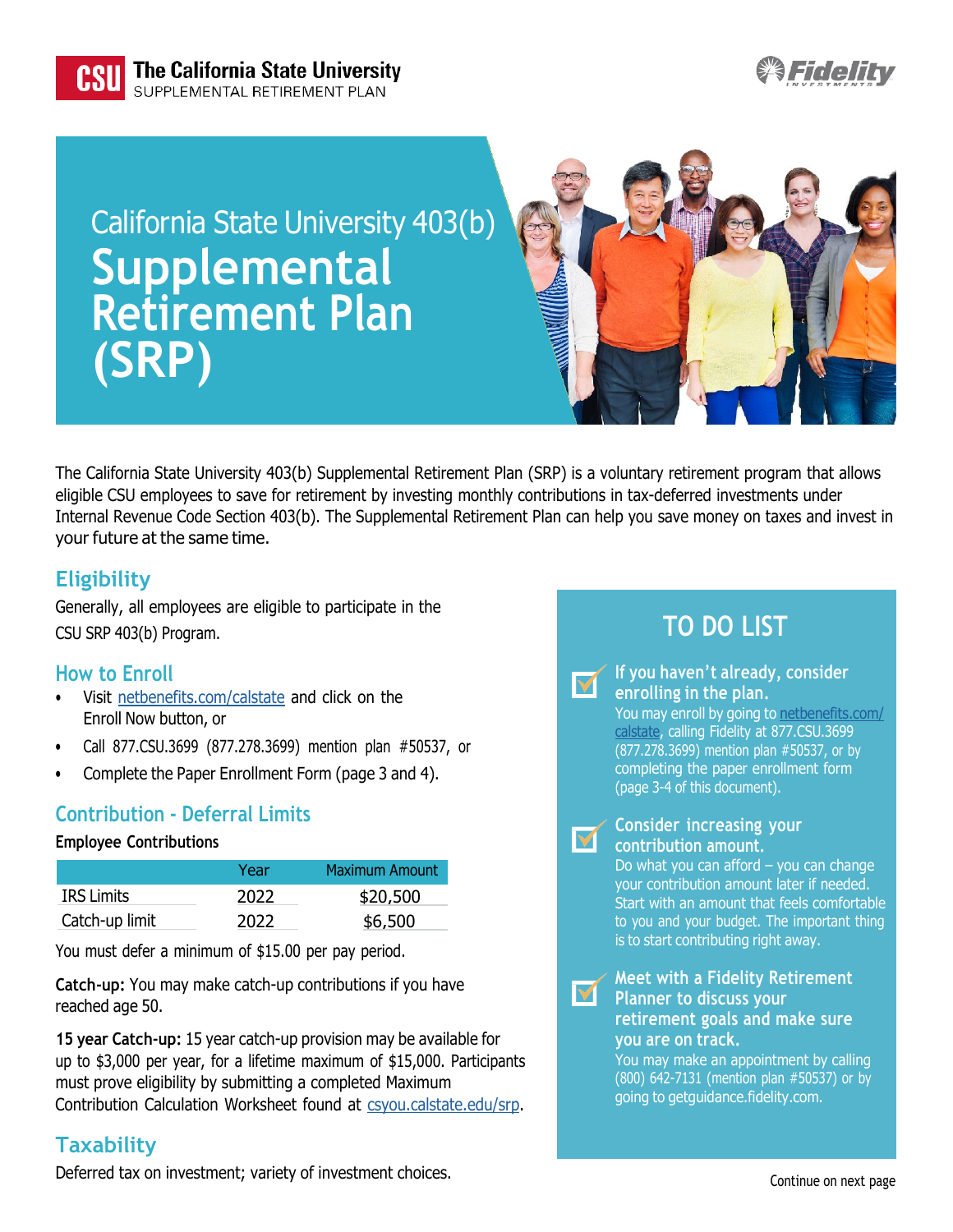**CSU** The California State University
SUPPLEMENTAL RETIREMENT PLAN

Fidelity INVESTMENTS

# California State University 403(b) Supplemental Retirement Plan (SRP)

The California State University 403(b) Supplemental Retirement Plan (SRP) is a voluntary retirement program that allows eligible CSU employees to save for retirement by investing monthly contributions in tax-deferred investments under Internal Revenue Code Section 403(b). The Supplemental Retirement Plan can help you save money on taxes and invest in your future at the same time.

## Eligibility

Generally, all employees are eligible to participate in the CSU SRP 403(b) Program.

## How to Enroll

- Visit netbenefits.com/calstate and click on the Enroll Now button, or
- Call 877.CSU.3699 (877.278.3699) mention plan #50537, or
- Complete the Paper Enrollment Form (page 3 and 4).

## Contribution - Deferral Limits

**Employee Contributions**

| | Year | Maximum Amount |
|---|---|---|
| IRS Limits | 2022 | $20,500 |
| Catch-up limit | 2022 | $6,500 |

You must defer a minimum of $15.00 per pay period.

**Catch-up:** You may make catch-up contributions if you have reached age 50.

**15 year Catch-up:** 15 year catch-up provision may be available for up to $3,000 per year, for a lifetime maximum of $15,000. Participants must prove eligibility by submitting a completed Maximum Contribution Calculation Worksheet found at csyou.calstate.edu/srp.

## Taxability

Deferred tax on investment; variety of investment choices.

## TO DO LIST

**If you haven't already, consider enrolling in the plan.**
You may enroll by going to netbenefits.com/calstate, calling Fidelity at 877.CSU.3699 (877.278.3699) mention plan #50537, or by completing the paper enrollment form (page 3-4 of this document).

**Consider increasing your contribution amount.**
Do what you can afford – you can change your contribution amount later if needed. Start with an amount that feels comfortable to you and your budget. The important thing is to start contributing right away.

**Meet with a Fidelity Retirement Planner to discuss your retirement goals and make sure you are on track.**
You may make an appointment by calling (800) 642-7131 (mention plan #50537) or by going to getguidance.fidelity.com.

Continue on next page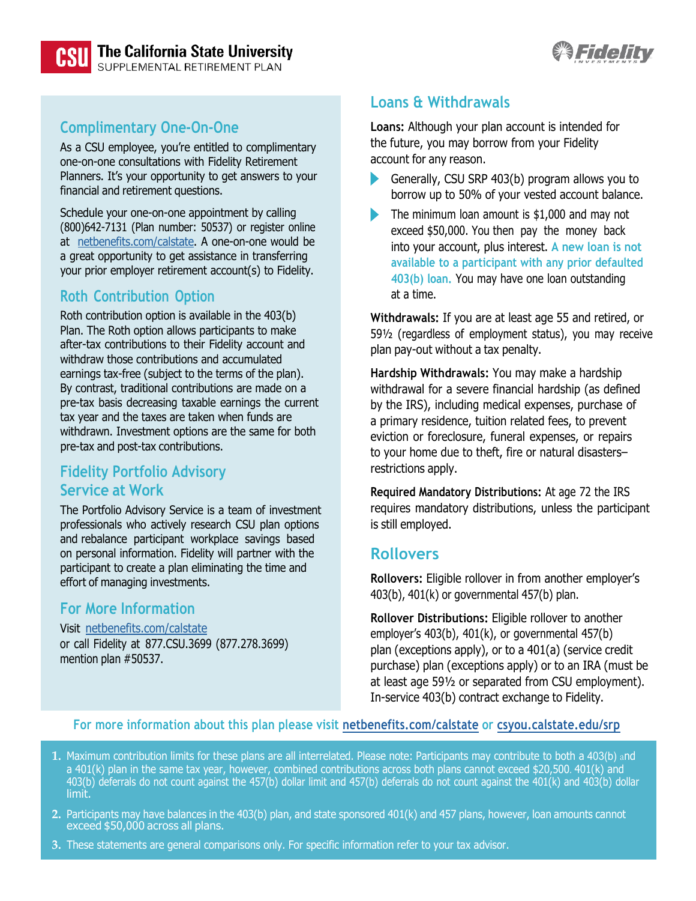## Complimentary One-On-One

As a CSU employee, you're entitled to complimentary one-on-one consultations with Fidelity Retirement Planners. It's your opportunity to get answers to your financial and retirement questions.

Schedule your one-on-one appointment by calling (800)642-7131 (Plan number: 50537) or register online at netbenefits.com/calstate. A one-on-one would be a great opportunity to get assistance in transferring your prior employer retirement account(s) to Fidelity.

## Roth Contribution Option

Roth contribution option is available in the 403(b) Plan. The Roth option allows participants to make after-tax contributions to their Fidelity account and withdraw those contributions and accumulated earnings tax-free (subject to the terms of the plan). By contrast, traditional contributions are made on a pre-tax basis decreasing taxable earnings the current tax year and the taxes are taken when funds are withdrawn. Investment options are the same for both pre-tax and post-tax contributions.

## Fidelity Portfolio Advisory Service at Work

The Portfolio Advisory Service is a team of investment professionals who actively research CSU plan options and rebalance participant workplace savings based on personal information. Fidelity will partner with the participant to create a plan eliminating the time and effort of managing investments.

## For More Information

Visit netbenefits.com/calstate or call Fidelity at 877.CSU.3699 (877.278.3699) mention plan #50537.

## Loans & Withdrawals

**Loans:** Although your plan account is intended for the future, you may borrow from your Fidelity account for any reason.

- Generally, CSU SRP 403(b) program allows you to borrow up to 50% of your vested account balance.
- The minimum loan amount is $1,000 and may not exceed $50,000. You then pay the money back into your account, plus interest. A new loan is not available to a participant with any prior defaulted 403(b) loan. You may have one loan outstanding at a time.

**Withdrawals:** If you are at least age 55 and retired, or 59½ (regardless of employment status), you may receive plan pay-out without a tax penalty.

**Hardship Withdrawals:** You may make a hardship withdrawal for a severe financial hardship (as defined by the IRS), including medical expenses, purchase of a primary residence, tuition related fees, to prevent eviction or foreclosure, funeral expenses, or repairs to your home due to theft, fire or natural disasters–restrictions apply.

**Required Mandatory Distributions:** At age 72 the IRS requires mandatory distributions, unless the participant is still employed.

## Rollovers

**Rollovers:** Eligible rollover in from another employer's 403(b), 401(k) or governmental 457(b) plan.

**Rollover Distributions:** Eligible rollover to another employer's 403(b), 401(k), or governmental 457(b) plan (exceptions apply), or to a 401(a) (service credit purchase) plan (exceptions apply) or to an IRA (must be at least age 59½ or separated from CSU employment). In-service 403(b) contract exchange to Fidelity.

For more information about this plan please visit netbenefits.com/calstate or csyou.calstate.edu/srp

1. Maximum contribution limits for these plans are all interrelated. Please note: Participants may contribute to both a 403(b) and a 401(k) plan in the same tax year, however, combined contributions across both plans cannot exceed $20,500. 401(k) and 403(b) deferrals do not count against the 457(b) dollar limit and 457(b) deferrals do not count against the 401(k) and 403(b) dollar limit.
2. Participants may have balances in the 403(b) plan, and state sponsored 401(k) and 457 plans, however, loan amounts cannot exceed $50,000 across all plans.
3. These statements are general comparisons only. For specific information refer to your tax advisor.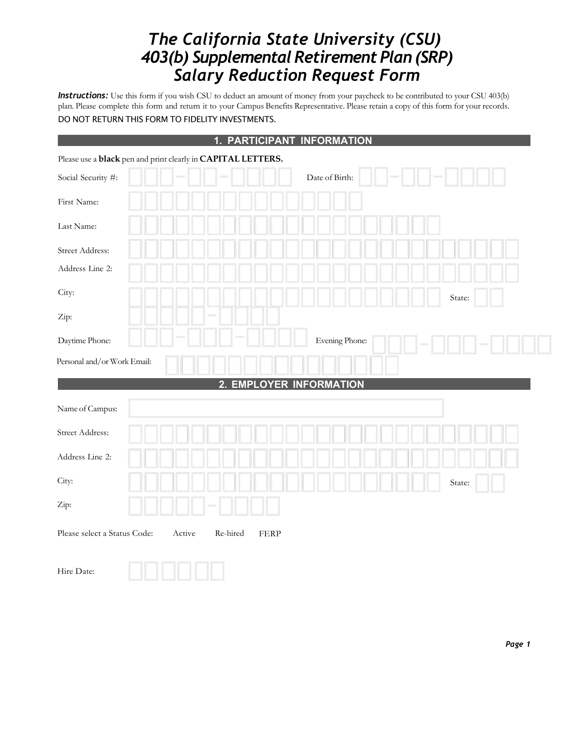# *The California State University (CSU)*
# *403(b) Supplemental Retirement Plan (SRP)*
# *Salary Reduction Request Form*

***Instructions:*** Use this form if you wish CSU to deduct an amount of money from your paycheck to be contributed to your CSU 403(b) plan. Please complete this form and return it to your Campus Benefits Representative. Please retain a copy of this form for your records. DO NOT RETURN THIS FORM TO FIDELITY INVESTMENTS.

## 1. PARTICIPANT INFORMATION

Please use a **black** pen and print clearly in **CAPITAL LETTERS.**

Social Security #: ___-__-____ Date of Birth: __-__-____

First Name:

Last Name:

Street Address:

Address Line 2:

City: State:

Zip: _____-____

Daytime Phone: ___-___-____ Evening Phone: ___-___-____

Personal and/or Work Email:

## 2. EMPLOYER INFORMATION

Name of Campus:

Street Address:

Address Line 2:

City: State:

Zip: _____-____

Please select a Status Code: Active Re-hired FERP

Hire Date: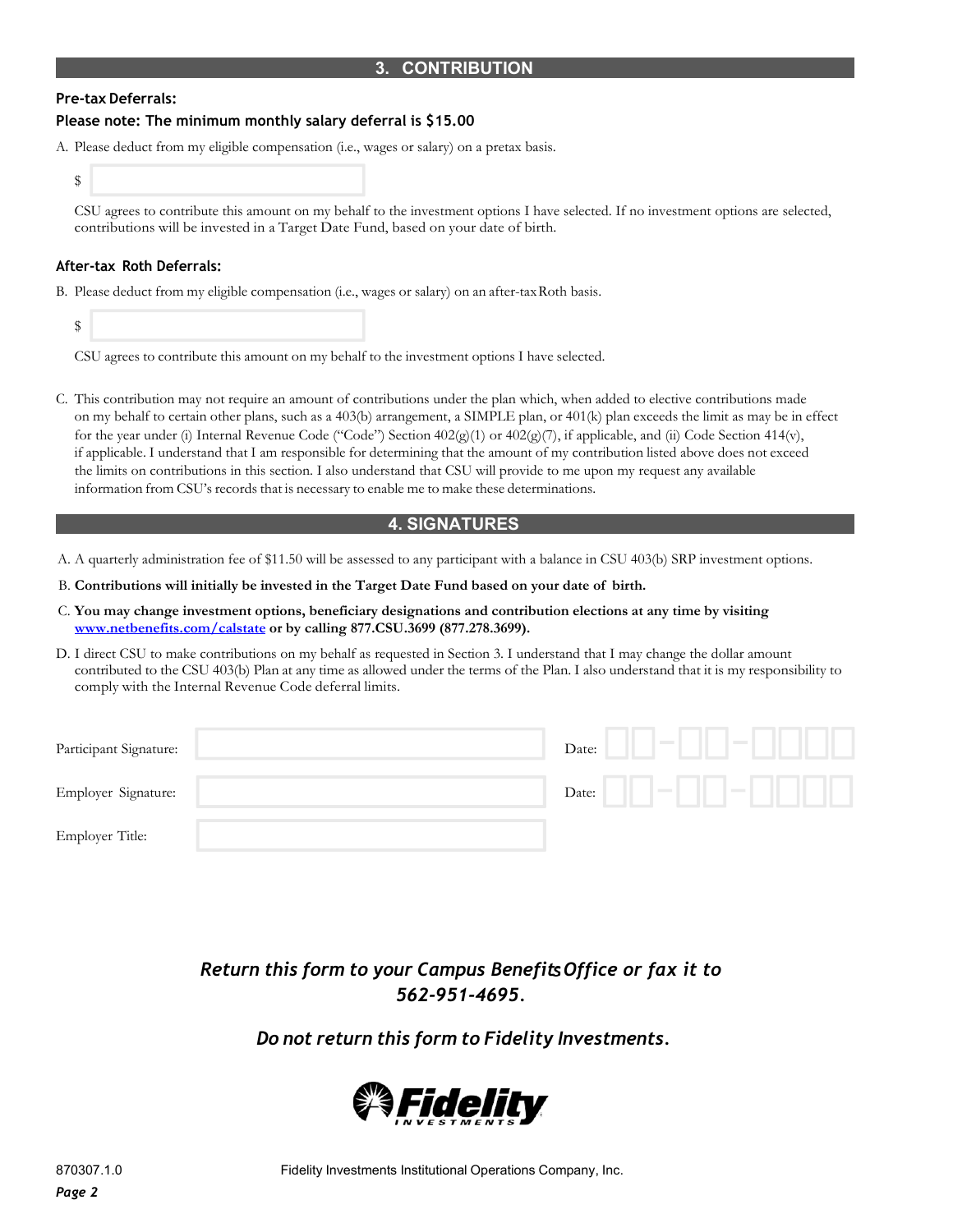## 3. CONTRIBUTION

**Pre-tax Deferrals:**

**Please note: The minimum monthly salary deferral is $15.00**

A. Please deduct from my eligible compensation (i.e., wages or salary) on a pretax basis.

$ 

CSU agrees to contribute this amount on my behalf to the investment options I have selected. If no investment options are selected, contributions will be invested in a Target Date Fund, based on your date of birth.

**After-tax Roth Deferrals:**

B. Please deduct from my eligible compensation (i.e., wages or salary) on an after-tax Roth basis.

$ 

CSU agrees to contribute this amount on my behalf to the investment options I have selected.

C. This contribution may not require an amount of contributions under the plan which, when added to elective contributions made on my behalf to certain other plans, such as a 403(b) arrangement, a SIMPLE plan, or 401(k) plan exceeds the limit as may be in effect for the year under (i) Internal Revenue Code ("Code") Section 402(g)(1) or 402(g)(7), if applicable, and (ii) Code Section 414(v), if applicable. I understand that I am responsible for determining that the amount of my contribution listed above does not exceed the limits on contributions in this section. I also understand that CSU will provide to me upon my request any available information from CSU's records that is necessary to enable me to make these determinations.

## 4. SIGNATURES

A. A quarterly administration fee of $11.50 will be assessed to any participant with a balance in CSU 403(b) SRP investment options.

B. **Contributions will initially be invested in the Target Date Fund based on your date of birth.**

C. **You may change investment options, beneficiary designations and contribution elections at any time by visiting [www.netbenefits.com/calstate](http://www.netbenefits.com/calstate) or by calling 877.CSU.3699 (877.278.3699).**

D. I direct CSU to make contributions on my behalf as requested in Section 3. I understand that I may change the dollar amount contributed to the CSU 403(b) Plan at any time as allowed under the terms of the Plan. I also understand that it is my responsibility to comply with the Internal Revenue Code deferral limits.

Participant Signature: ____________________ Date: __-__-____

Employer Signature: ____________________ Date: __-__-____

Employer Title: ____________________

***Return this form to your Campus Benefits Office or fax it to 562-951-4695.***

***Do not return this form to Fidelity Investments.***

Fidelity INVESTMENTS

870307.1.0 Fidelity Investments Institutional Operations Company, Inc.